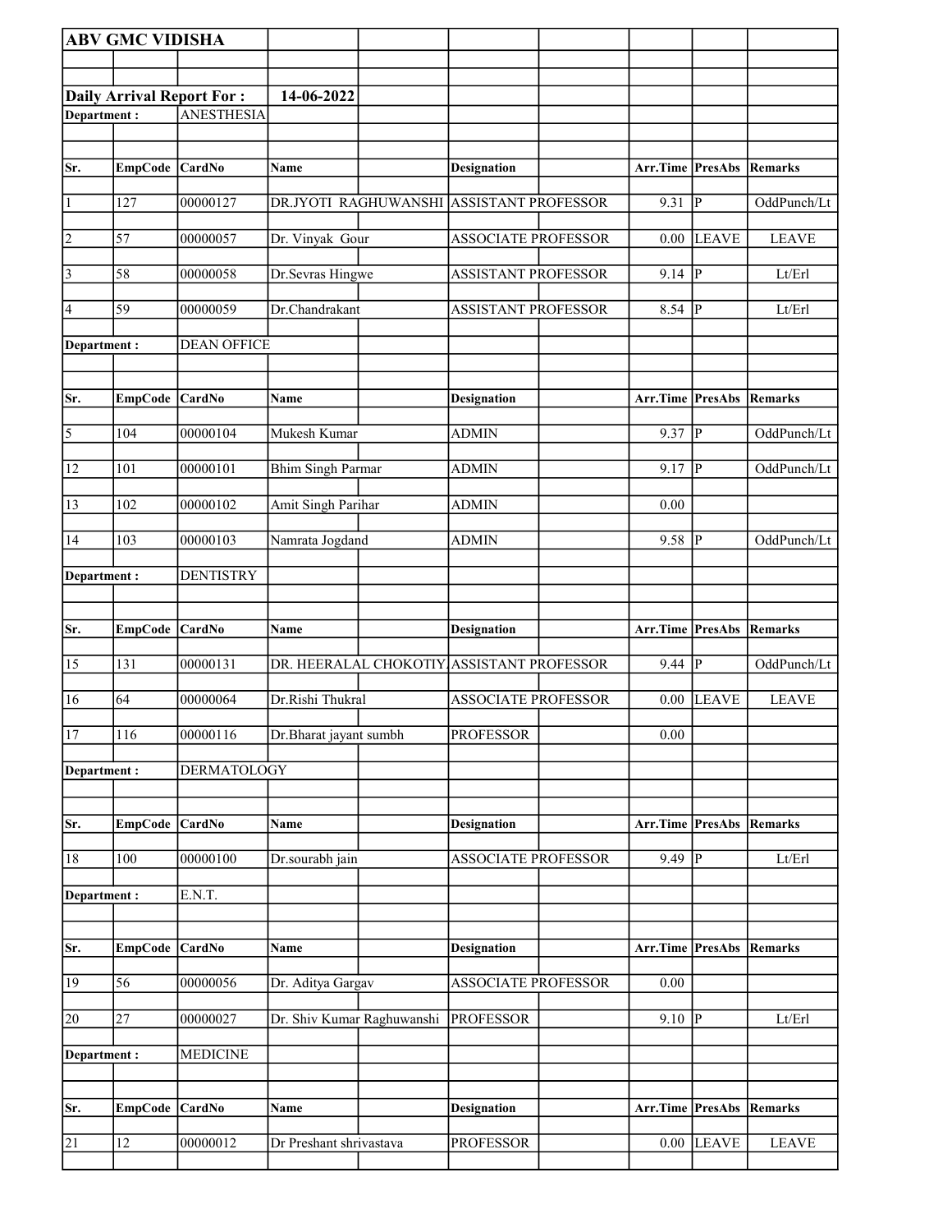**ABV GMC VIDISHA**

**Daily Arrival Report For :** **14-06-2022**

**Department :** ANESTHESIA

| Sr. | EmpCode | CardNo | Name | Designation | Arr.Time | PresAbs | Remarks |
|---|---|---|---|---|---|---|---|
| 1 | 127 | 00000127 | DR.JYOTI RAGHUWANSHI | ASSISTANT PROFESSOR | 9.31 | P | OddPunch/Lt |
| 2 | 57 | 00000057 | Dr. Vinyak Gour | ASSOCIATE PROFESSOR | 0.00 | LEAVE | LEAVE |
| 3 | 58 | 00000058 | Dr.Sevras Hingwe | ASSISTANT PROFESSOR | 9.14 | P | Lt/Erl |
| 4 | 59 | 00000059 | Dr.Chandrakant | ASSISTANT PROFESSOR | 8.54 | P | Lt/Erl |

**Department :** DEAN OFFICE

| Sr. | EmpCode | CardNo | Name | Designation | Arr.Time | PresAbs | Remarks |
|---|---|---|---|---|---|---|---|
| 5 | 104 | 00000104 | Mukesh Kumar | ADMIN | 9.37 | P | OddPunch/Lt |
| 12 | 101 | 00000101 | Bhim Singh Parmar | ADMIN | 9.17 | P | OddPunch/Lt |
| 13 | 102 | 00000102 | Amit Singh Parihar | ADMIN | 0.00 | | |
| 14 | 103 | 00000103 | Namrata Jogdand | ADMIN | 9.58 | P | OddPunch/Lt |

**Department :** DENTISTRY

| Sr. | EmpCode | CardNo | Name | Designation | Arr.Time | PresAbs | Remarks |
|---|---|---|---|---|---|---|---|
| 15 | 131 | 00000131 | DR. HEERALAL CHOKOTIY | ASSISTANT PROFESSOR | 9.44 | P | OddPunch/Lt |
| 16 | 64 | 00000064 | Dr.Rishi Thukral | ASSOCIATE PROFESSOR | 0.00 | LEAVE | LEAVE |
| 17 | 116 | 00000116 | Dr.Bharat jayant sumbh | PROFESSOR | 0.00 | | |

**Department :** DERMATOLOGY

| Sr. | EmpCode | CardNo | Name | Designation | Arr.Time | PresAbs | Remarks |
|---|---|---|---|---|---|---|---|
| 18 | 100 | 00000100 | Dr.sourabh jain | ASSOCIATE PROFESSOR | 9.49 | P | Lt/Erl |

**Department :** E.N.T.

| Sr. | EmpCode | CardNo | Name | Designation | Arr.Time | PresAbs | Remarks |
|---|---|---|---|---|---|---|---|
| 19 | 56 | 00000056 | Dr. Aditya Gargav | ASSOCIATE PROFESSOR | 0.00 | | |
| 20 | 27 | 00000027 | Dr. Shiv Kumar Raghuwanshi | PROFESSOR | 9.10 | P | Lt/Erl |

**Department :** MEDICINE

| Sr. | EmpCode | CardNo | Name | Designation | Arr.Time | PresAbs | Remarks |
|---|---|---|---|---|---|---|---|
| 21 | 12 | 00000012 | Dr Preshant shrivastava | PROFESSOR | 0.00 | LEAVE | LEAVE |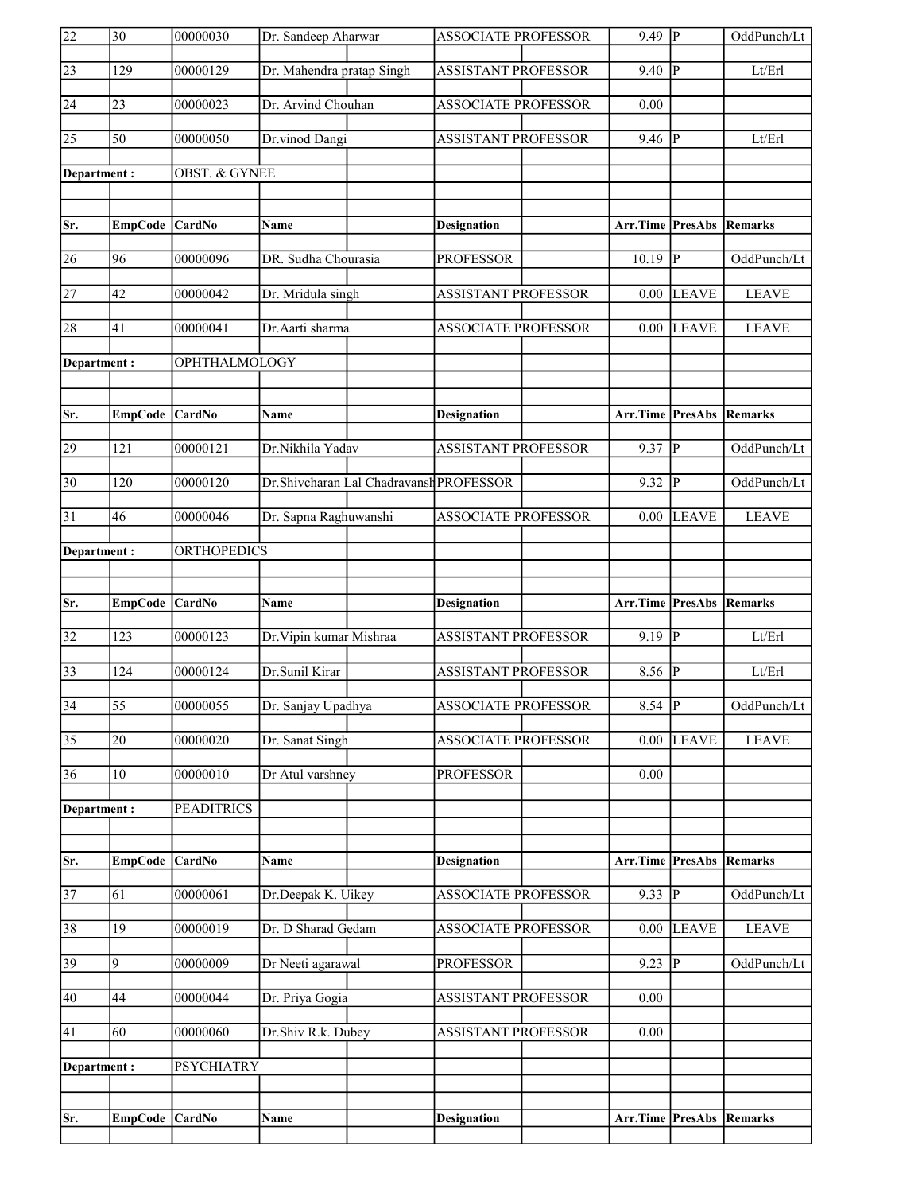| Sr. | EmpCode | CardNo | Name | Designation | Arr.Time | PresAbs | Remarks |
|---|---|---|---|---|---|---|---|
| 22 | 30 | 00000030 | Dr. Sandeep Aharwar | ASSOCIATE PROFESSOR | 9.49 | P | OddPunch/Lt |
| 23 | 129 | 00000129 | Dr. Mahendra pratap Singh | ASSISTANT PROFESSOR | 9.40 | P | Lt/Erl |
| 24 | 23 | 00000023 | Dr. Arvind Chouhan | ASSOCIATE PROFESSOR | 0.00 | | |
| 25 | 50 | 00000050 | Dr.vinod Dangi | ASSISTANT PROFESSOR | 9.46 | P | Lt/Erl |

**Department :** OBST. & GYNEE

| Sr. | EmpCode | CardNo | Name | Designation | Arr.Time | PresAbs | Remarks |
|---|---|---|---|---|---|---|---|
| 26 | 96 | 00000096 | DR. Sudha Chourasia | PROFESSOR | 10.19 | P | OddPunch/Lt |
| 27 | 42 | 00000042 | Dr. Mridula singh | ASSISTANT PROFESSOR | 0.00 | LEAVE | LEAVE |
| 28 | 41 | 00000041 | Dr.Aarti sharma | ASSOCIATE PROFESSOR | 0.00 | LEAVE | LEAVE |

**Department :** OPHTHALMOLOGY

| Sr. | EmpCode | CardNo | Name | Designation | Arr.Time | PresAbs | Remarks |
|---|---|---|---|---|---|---|---|
| 29 | 121 | 00000121 | Dr.Nikhila Yadav | ASSISTANT PROFESSOR | 9.37 | P | OddPunch/Lt |
| 30 | 120 | 00000120 | Dr.Shivcharan Lal Chadravansh | PROFESSOR | 9.32 | P | OddPunch/Lt |
| 31 | 46 | 00000046 | Dr. Sapna Raghuwanshi | ASSOCIATE PROFESSOR | 0.00 | LEAVE | LEAVE |

**Department :** ORTHOPEDICS

| Sr. | EmpCode | CardNo | Name | Designation | Arr.Time | PresAbs | Remarks |
|---|---|---|---|---|---|---|---|
| 32 | 123 | 00000123 | Dr.Vipin kumar Mishraa | ASSISTANT PROFESSOR | 9.19 | P | Lt/Erl |
| 33 | 124 | 00000124 | Dr.Sunil Kirar | ASSISTANT PROFESSOR | 8.56 | P | Lt/Erl |
| 34 | 55 | 00000055 | Dr. Sanjay Upadhya | ASSOCIATE PROFESSOR | 8.54 | P | OddPunch/Lt |
| 35 | 20 | 00000020 | Dr. Sanat Singh | ASSOCIATE PROFESSOR | 0.00 | LEAVE | LEAVE |
| 36 | 10 | 00000010 | Dr Atul varshney | PROFESSOR | 0.00 | | |

**Department :** PEADITRICS

| Sr. | EmpCode | CardNo | Name | Designation | Arr.Time | PresAbs | Remarks |
|---|---|---|---|---|---|---|---|
| 37 | 61 | 00000061 | Dr.Deepak K. Uikey | ASSOCIATE PROFESSOR | 9.33 | P | OddPunch/Lt |
| 38 | 19 | 00000019 | Dr. D Sharad Gedam | ASSOCIATE PROFESSOR | 0.00 | LEAVE | LEAVE |
| 39 | 9 | 00000009 | Dr Neeti agarawal | PROFESSOR | 9.23 | P | OddPunch/Lt |
| 40 | 44 | 00000044 | Dr. Priya Gogia | ASSISTANT PROFESSOR | 0.00 | | |
| 41 | 60 | 00000060 | Dr.Shiv R.k. Dubey | ASSISTANT PROFESSOR | 0.00 | | |

**Department :** PSYCHIATRY

| Sr. | EmpCode | CardNo | Name | Designation | Arr.Time | PresAbs | Remarks |
|---|---|---|---|---|---|---|---|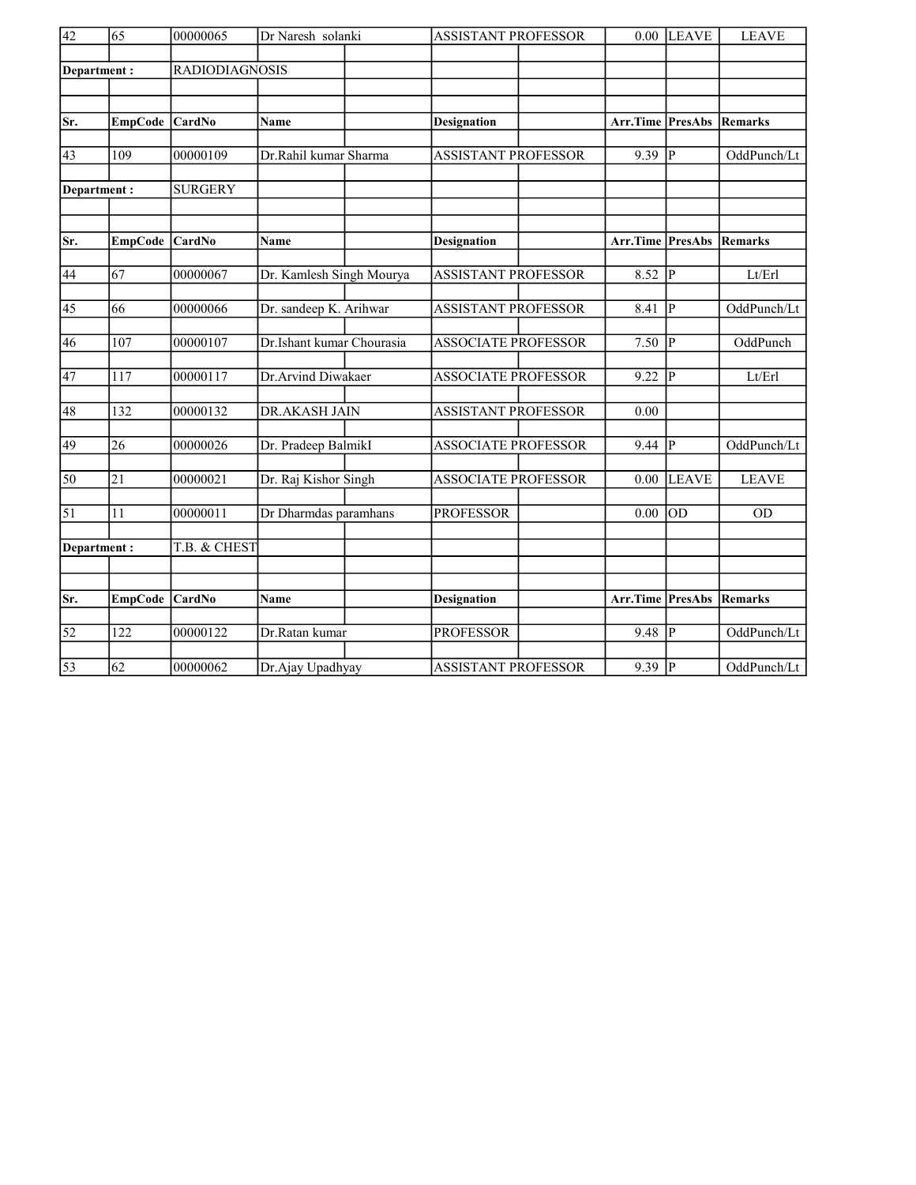| Sr. | EmpCode | CardNo | Name | Designation | Arr.Time | PresAbs | Remarks |
|---|---|---|---|---|---|---|---|
| 42 | 65 | 00000065 | Dr Naresh solanki | ASSISTANT PROFESSOR | 0.00 | LEAVE | LEAVE |

**Department :** RADIODIAGNOSIS

| Sr. | EmpCode | CardNo | Name | Designation | Arr.Time | PresAbs | Remarks |
|---|---|---|---|---|---|---|---|
| 43 | 109 | 00000109 | Dr.Rahil kumar Sharma | ASSISTANT PROFESSOR | 9.39 | P | OddPunch/Lt |

**Department :** SURGERY

| Sr. | EmpCode | CardNo | Name | Designation | Arr.Time | PresAbs | Remarks |
|---|---|---|---|---|---|---|---|
| 44 | 67 | 00000067 | Dr. Kamlesh Singh Mourya | ASSISTANT PROFESSOR | 8.52 | P | Lt/Erl |
| 45 | 66 | 00000066 | Dr. sandeep K. Arihwar | ASSISTANT PROFESSOR | 8.41 | P | OddPunch/Lt |
| 46 | 107 | 00000107 | Dr.Ishant kumar Chourasia | ASSOCIATE PROFESSOR | 7.50 | P | OddPunch |
| 47 | 117 | 00000117 | Dr.Arvind Diwakaer | ASSOCIATE PROFESSOR | 9.22 | P | Lt/Erl |
| 48 | 132 | 00000132 | DR.AKASH JAIN | ASSISTANT PROFESSOR | 0.00 | | |
| 49 | 26 | 00000026 | Dr. Pradeep BalmikI | ASSOCIATE PROFESSOR | 9.44 | P | OddPunch/Lt |
| 50 | 21 | 00000021 | Dr. Raj Kishor Singh | ASSOCIATE PROFESSOR | 0.00 | LEAVE | LEAVE |
| 51 | 11 | 00000011 | Dr Dharmdas paramhans | PROFESSOR | 0.00 | OD | OD |

**Department :** T.B. & CHEST

| Sr. | EmpCode | CardNo | Name | Designation | Arr.Time | PresAbs | Remarks |
|---|---|---|---|---|---|---|---|
| 52 | 122 | 00000122 | Dr.Ratan kumar | PROFESSOR | 9.48 | P | OddPunch/Lt |
| 53 | 62 | 00000062 | Dr.Ajay Upadhyay | ASSISTANT PROFESSOR | 9.39 | P | OddPunch/Lt |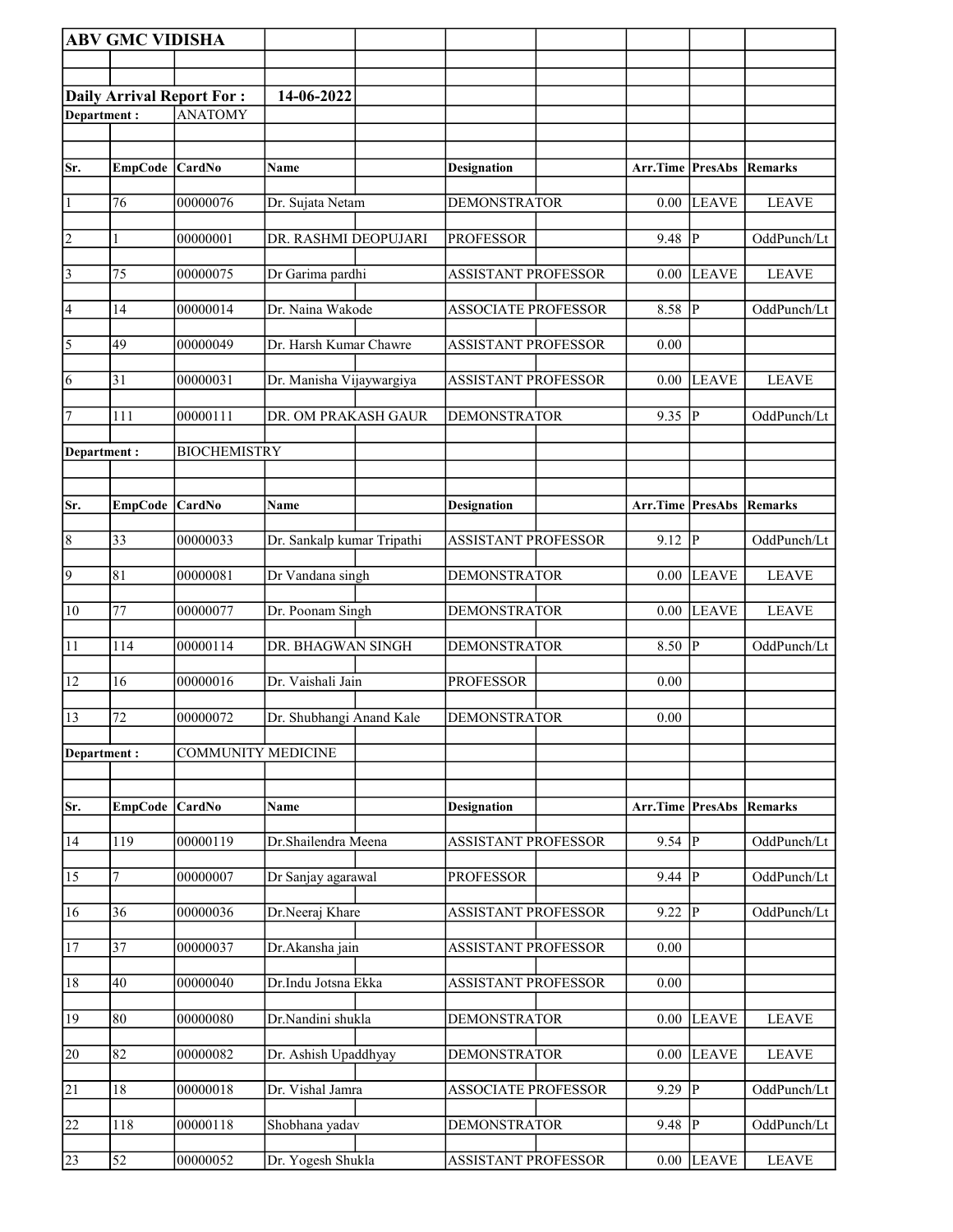**ABV GMC VIDISHA**

**Daily Arrival Report For :** **14-06-2022**

**Department :** ANATOMY

| Sr. | EmpCode | CardNo | Name | Designation | Arr.Time | PresAbs | Remarks |
|---|---|---|---|---|---|---|---|
| 1 | 76 | 00000076 | Dr. Sujata Netam | DEMONSTRATOR | 0.00 | LEAVE | LEAVE |
| 2 | 1 | 00000001 | DR. RASHMI DEOPUJARI | PROFESSOR | 9.48 | P | OddPunch/Lt |
| 3 | 75 | 00000075 | Dr Garima pardhi | ASSISTANT PROFESSOR | 0.00 | LEAVE | LEAVE |
| 4 | 14 | 00000014 | Dr. Naina Wakode | ASSOCIATE PROFESSOR | 8.58 | P | OddPunch/Lt |
| 5 | 49 | 00000049 | Dr. Harsh Kumar Chawre | ASSISTANT PROFESSOR | 0.00 | | |
| 6 | 31 | 00000031 | Dr. Manisha Vijaywargiya | ASSISTANT PROFESSOR | 0.00 | LEAVE | LEAVE |
| 7 | 111 | 00000111 | DR. OM PRAKASH GAUR | DEMONSTRATOR | 9.35 | P | OddPunch/Lt |

**Department :** BIOCHEMISTRY

| Sr. | EmpCode | CardNo | Name | Designation | Arr.Time | PresAbs | Remarks |
|---|---|---|---|---|---|---|---|
| 8 | 33 | 00000033 | Dr. Sankalp kumar Tripathi | ASSISTANT PROFESSOR | 9.12 | P | OddPunch/Lt |
| 9 | 81 | 00000081 | Dr Vandana singh | DEMONSTRATOR | 0.00 | LEAVE | LEAVE |
| 10 | 77 | 00000077 | Dr. Poonam Singh | DEMONSTRATOR | 0.00 | LEAVE | LEAVE |
| 11 | 114 | 00000114 | DR. BHAGWAN SINGH | DEMONSTRATOR | 8.50 | P | OddPunch/Lt |
| 12 | 16 | 00000016 | Dr. Vaishali Jain | PROFESSOR | 0.00 | | |
| 13 | 72 | 00000072 | Dr. Shubhangi Anand Kale | DEMONSTRATOR | 0.00 | | |

**Department :** COMMUNITY MEDICINE

| Sr. | EmpCode | CardNo | Name | Designation | Arr.Time | PresAbs | Remarks |
|---|---|---|---|---|---|---|---|
| 14 | 119 | 00000119 | Dr.Shailendra Meena | ASSISTANT PROFESSOR | 9.54 | P | OddPunch/Lt |
| 15 | 7 | 00000007 | Dr Sanjay agarawal | PROFESSOR | 9.44 | P | OddPunch/Lt |
| 16 | 36 | 00000036 | Dr.Neeraj Khare | ASSISTANT PROFESSOR | 9.22 | P | OddPunch/Lt |
| 17 | 37 | 00000037 | Dr.Akansha jain | ASSISTANT PROFESSOR | 0.00 | | |
| 18 | 40 | 00000040 | Dr.Indu Jotsna Ekka | ASSISTANT PROFESSOR | 0.00 | | |
| 19 | 80 | 00000080 | Dr.Nandini shukla | DEMONSTRATOR | 0.00 | LEAVE | LEAVE |
| 20 | 82 | 00000082 | Dr. Ashish Upaddhyay | DEMONSTRATOR | 0.00 | LEAVE | LEAVE |
| 21 | 18 | 00000018 | Dr. Vishal Jamra | ASSOCIATE PROFESSOR | 9.29 | P | OddPunch/Lt |
| 22 | 118 | 00000118 | Shobhana yadav | DEMONSTRATOR | 9.48 | P | OddPunch/Lt |
| 23 | 52 | 00000052 | Dr. Yogesh Shukla | ASSISTANT PROFESSOR | 0.00 | LEAVE | LEAVE |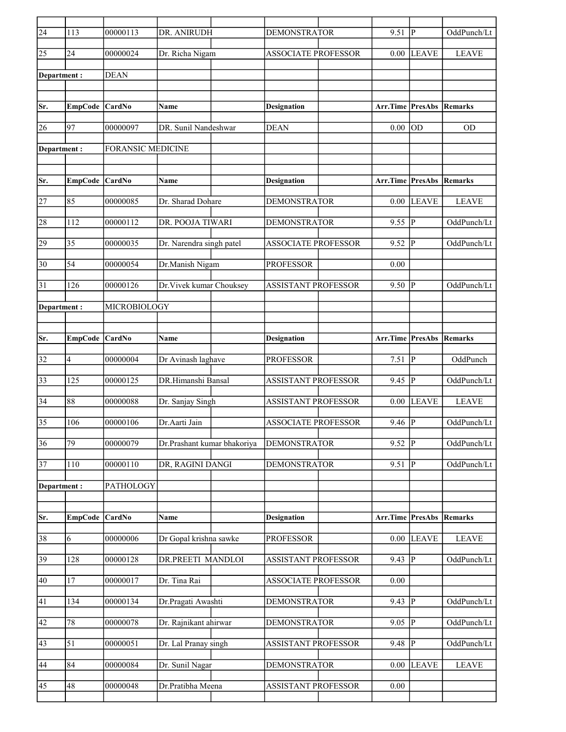| Sr. | EmpCode | CardNo | Name | Designation | Arr.Time | PresAbs | Remarks |
|---|---|---|---|---|---|---|---|
| 24 | 113 | 00000113 | DR. ANIRUDH | DEMONSTRATOR | 9.51 | P | OddPunch/Lt |
| 25 | 24 | 00000024 | Dr. Richa Nigam | ASSOCIATE PROFESSOR | 0.00 | LEAVE | LEAVE |

| Department : | | DEAN | | | | | |
|---|---|---|---|---|---|---|---|
| **Sr.** | **EmpCode** | **CardNo** | **Name** | **Designation** | **Arr.Time** | **PresAbs** | **Remarks** |
| 26 | 97 | 00000097 | DR. Sunil Nandeshwar | DEAN | 0.00 | OD | OD |

| Department : | | FORANSIC MEDICINE | | | | | |
|---|---|---|---|---|---|---|---|
| **Sr.** | **EmpCode** | **CardNo** | **Name** | **Designation** | **Arr.Time** | **PresAbs** | **Remarks** |
| 27 | 85 | 00000085 | Dr. Sharad Dohare | DEMONSTRATOR | 0.00 | LEAVE | LEAVE |
| 28 | 112 | 00000112 | DR. POOJA TIWARI | DEMONSTRATOR | 9.55 | P | OddPunch/Lt |
| 29 | 35 | 00000035 | Dr. Narendra singh patel | ASSOCIATE PROFESSOR | 9.52 | P | OddPunch/Lt |
| 30 | 54 | 00000054 | Dr.Manish Nigam | PROFESSOR | 0.00 | | |
| 31 | 126 | 00000126 | Dr.Vivek kumar Chouksey | ASSISTANT PROFESSOR | 9.50 | P | OddPunch/Lt |

| Department : | | MICROBIOLOGY | | | | | |
|---|---|---|---|---|---|---|---|
| **Sr.** | **EmpCode** | **CardNo** | **Name** | **Designation** | **Arr.Time** | **PresAbs** | **Remarks** |
| 32 | 4 | 00000004 | Dr Avinash laghave | PROFESSOR | 7.51 | P | OddPunch |
| 33 | 125 | 00000125 | DR.Himanshi Bansal | ASSISTANT PROFESSOR | 9.45 | P | OddPunch/Lt |
| 34 | 88 | 00000088 | Dr. Sanjay Singh | ASSISTANT PROFESSOR | 0.00 | LEAVE | LEAVE |
| 35 | 106 | 00000106 | Dr.Aarti Jain | ASSOCIATE PROFESSOR | 9.46 | P | OddPunch/Lt |
| 36 | 79 | 00000079 | Dr.Prashant kumar bhakoriya | DEMONSTRATOR | 9.52 | P | OddPunch/Lt |
| 37 | 110 | 00000110 | DR, RAGINI DANGI | DEMONSTRATOR | 9.51 | P | OddPunch/Lt |

| Department : | | PATHOLOGY | | | | | |
|---|---|---|---|---|---|---|---|
| **Sr.** | **EmpCode** | **CardNo** | **Name** | **Designation** | **Arr.Time** | **PresAbs** | **Remarks** |
| 38 | 6 | 00000006 | Dr Gopal krishna sawke | PROFESSOR | 0.00 | LEAVE | LEAVE |
| 39 | 128 | 00000128 | DR.PREETI MANDLOI | ASSISTANT PROFESSOR | 9.43 | P | OddPunch/Lt |
| 40 | 17 | 00000017 | Dr. Tina Rai | ASSOCIATE PROFESSOR | 0.00 | | |
| 41 | 134 | 00000134 | Dr.Pragati Awashti | DEMONSTRATOR | 9.43 | P | OddPunch/Lt |
| 42 | 78 | 00000078 | Dr. Rajnikant ahirwar | DEMONSTRATOR | 9.05 | P | OddPunch/Lt |
| 43 | 51 | 00000051 | Dr. Lal Pranay singh | ASSISTANT PROFESSOR | 9.48 | P | OddPunch/Lt |
| 44 | 84 | 00000084 | Dr. Sunil Nagar | DEMONSTRATOR | 0.00 | LEAVE | LEAVE |
| 45 | 48 | 00000048 | Dr.Pratibha Meena | ASSISTANT PROFESSOR | 0.00 | | |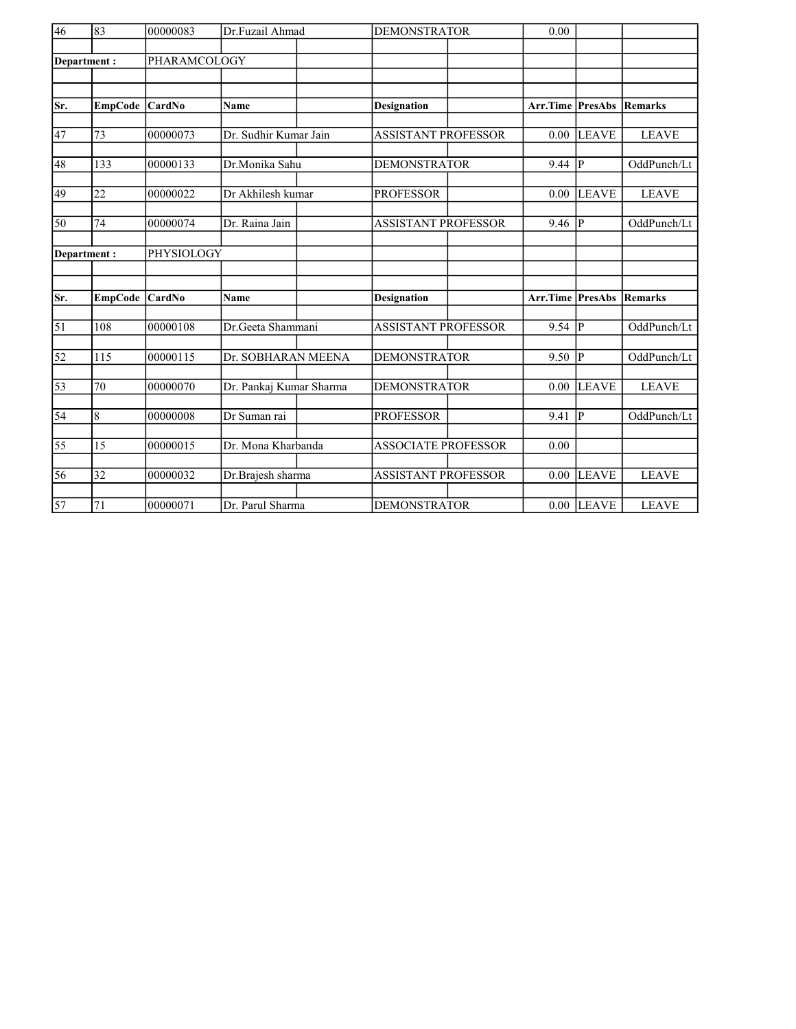| Sr. | EmpCode | CardNo | Name | Designation | Arr.Time | PresAbs | Remarks |
|---|---|---|---|---|---|---|---|
| 46 | 83 | 00000083 | Dr.Fuzail Ahmad | DEMONSTRATOR | 0.00 | | |

**Department :** PHARAMCOLOGY

| Sr. | EmpCode | CardNo | Name | Designation | Arr.Time | PresAbs | Remarks |
|---|---|---|---|---|---|---|---|
| 47 | 73 | 00000073 | Dr. Sudhir Kumar Jain | ASSISTANT PROFESSOR | 0.00 | LEAVE | LEAVE |
| 48 | 133 | 00000133 | Dr.Monika Sahu | DEMONSTRATOR | 9.44 | P | OddPunch/Lt |
| 49 | 22 | 00000022 | Dr Akhilesh kumar | PROFESSOR | 0.00 | LEAVE | LEAVE |
| 50 | 74 | 00000074 | Dr. Raina Jain | ASSISTANT PROFESSOR | 9.46 | P | OddPunch/Lt |

**Department :** PHYSIOLOGY

| Sr. | EmpCode | CardNo | Name | Designation | Arr.Time | PresAbs | Remarks |
|---|---|---|---|---|---|---|---|
| 51 | 108 | 00000108 | Dr.Geeta Shammani | ASSISTANT PROFESSOR | 9.54 | P | OddPunch/Lt |
| 52 | 115 | 00000115 | Dr. SOBHARAN MEENA | DEMONSTRATOR | 9.50 | P | OddPunch/Lt |
| 53 | 70 | 00000070 | Dr. Pankaj Kumar Sharma | DEMONSTRATOR | 0.00 | LEAVE | LEAVE |
| 54 | 8 | 00000008 | Dr Suman rai | PROFESSOR | 9.41 | P | OddPunch/Lt |
| 55 | 15 | 00000015 | Dr. Mona Kharbanda | ASSOCIATE PROFESSOR | 0.00 | | |
| 56 | 32 | 00000032 | Dr.Brajesh sharma | ASSISTANT PROFESSOR | 0.00 | LEAVE | LEAVE |
| 57 | 71 | 00000071 | Dr. Parul Sharma | DEMONSTRATOR | 0.00 | LEAVE | LEAVE |